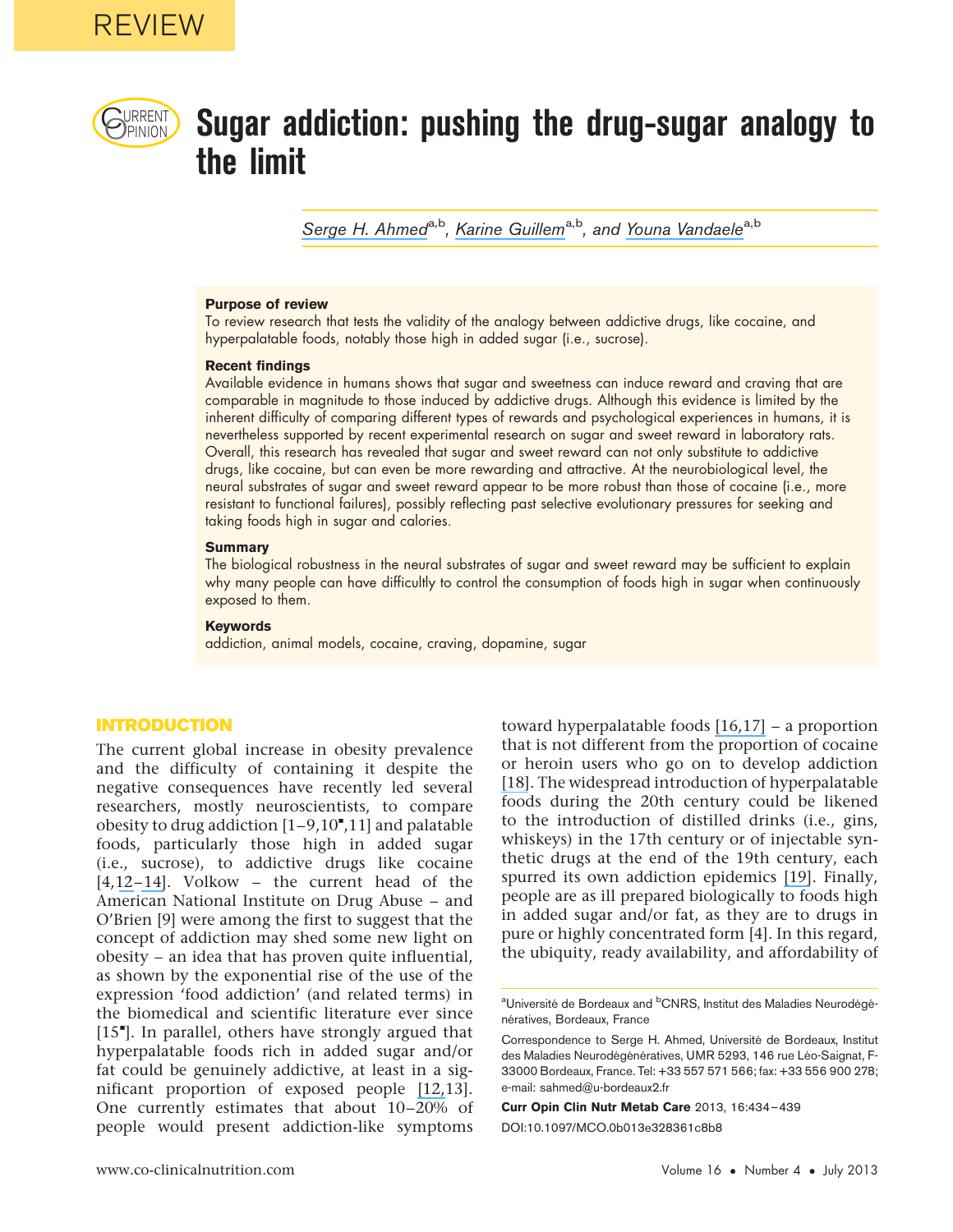REVIEW

# Sugar addiction: pushing the drug-sugar analogy to the limit

Serge H. Ahmed[a,b], Karine Guillem[a,b], and Youna Vandaele[a,b]

### Purpose of review

To review research that tests the validity of the analogy between addictive drugs, like cocaine, and hyperpalatable foods, notably those high in added sugar (i.e., sucrose).

### Recent findings

Available evidence in humans shows that sugar and sweetness can induce reward and craving that are comparable in magnitude to those induced by addictive drugs. Although this evidence is limited by the inherent difficulty of comparing different types of rewards and psychological experiences in humans, it is nevertheless supported by recent experimental research on sugar and sweet reward in laboratory rats. Overall, this research has revealed that sugar and sweet reward can not only substitute to addictive drugs, like cocaine, but can even be more rewarding and attractive. At the neurobiological level, the neural substrates of sugar and sweet reward appear to be more robust than those of cocaine (i.e., more resistant to functional failures), possibly reflecting past selective evolutionary pressures for seeking and taking foods high in sugar and calories.

### Summary

The biological robustness in the neural substrates of sugar and sweet reward may be sufficient to explain why many people can have difficultly to control the consumption of foods high in sugar when continuously exposed to them.

### Keywords

addiction, animal models, cocaine, craving, dopamine, sugar

## INTRODUCTION

The current global increase in obesity prevalence and the difficulty of containing it despite the negative consequences have recently led several researchers, mostly neuroscientists, to compare obesity to drug addiction [1–9,10▪,11] and palatable foods, particularly those high in added sugar (i.e., sucrose), to addictive drugs like cocaine [4,12–14]. Volkow – the current head of the American National Institute on Drug Abuse – and O'Brien [9] were among the first to suggest that the concept of addiction may shed some new light on obesity – an idea that has proven quite influential, as shown by the exponential rise of the use of the expression 'food addiction' (and related terms) in the biomedical and scientific literature ever since [15▪]. In parallel, others have strongly argued that hyperpalatable foods rich in added sugar and/or fat could be genuinely addictive, at least in a significant proportion of exposed people [12,13]. One currently estimates that about 10–20% of people would present addiction-like symptoms toward hyperpalatable foods [16,17] – a proportion that is not different from the proportion of cocaine or heroin users who go on to develop addiction [18]. The widespread introduction of hyperpalatable foods during the 20th century could be likened to the introduction of distilled drinks (i.e., gins, whiskeys) in the 17th century or of injectable synthetic drugs at the end of the 19th century, each spurred its own addiction epidemics [19]. Finally, people are as ill prepared biologically to foods high in added sugar and/or fat, as they are to drugs in pure or highly concentrated form [4]. In this regard, the ubiquity, ready availability, and affordability of

[a]Université de Bordeaux and [b]CNRS, Institut des Maladies Neurodégénératives, Bordeaux, France

Correspondence to Serge H. Ahmed, Université de Bordeaux, Institut des Maladies Neurodégénératives, UMR 5293, 146 rue Léo-Saignat, F-33000 Bordeaux, France. Tel: +33 557 571 566; fax: +33 556 900 278; e-mail: sahmed@u-bordeaux2.fr

Curr Opin Clin Nutr Metab Care 2013, 16:434–439

DOI:10.1097/MCO.0b013e328361c8b8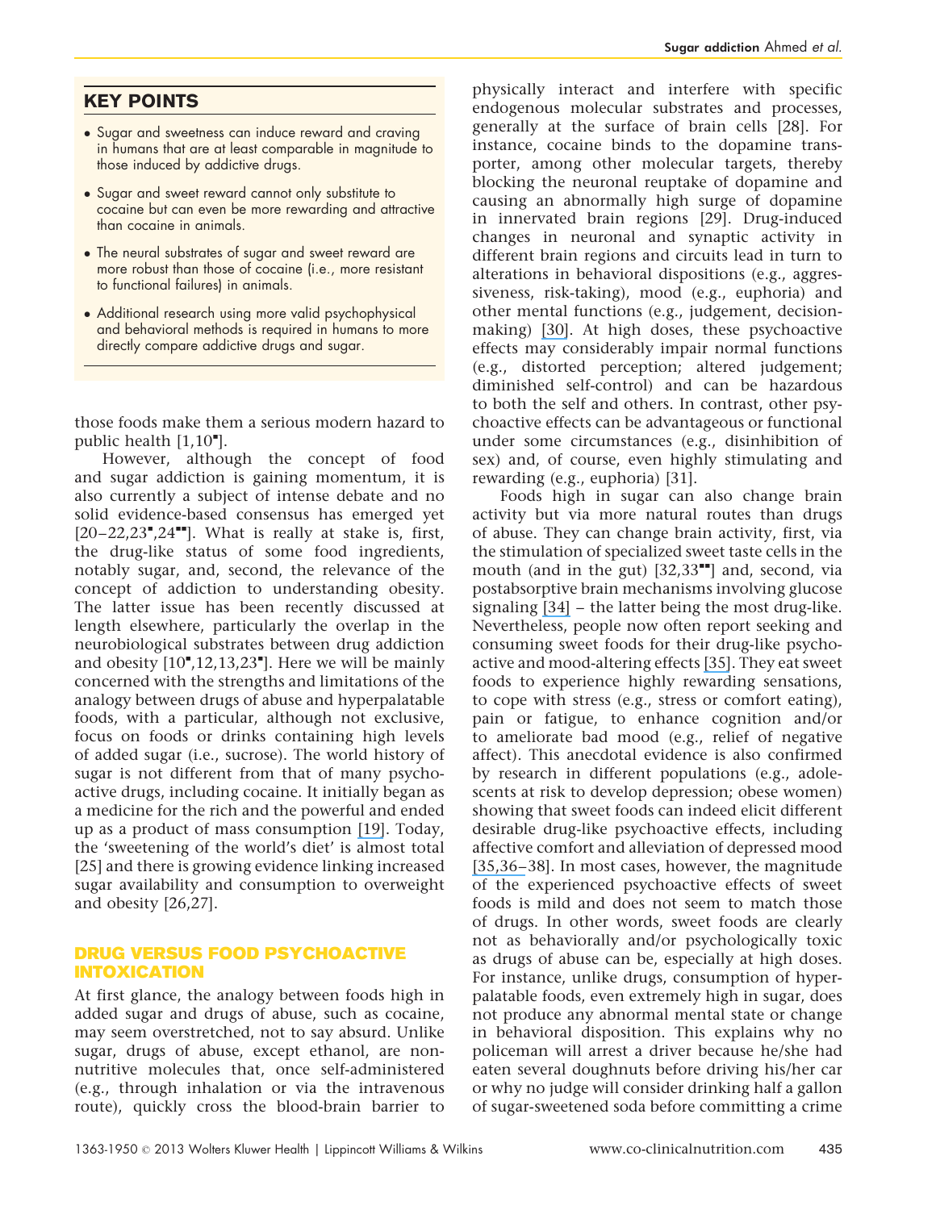## KEY POINTS

- Sugar and sweetness can induce reward and craving in humans that are at least comparable in magnitude to those induced by addictive drugs.
- Sugar and sweet reward cannot only substitute to cocaine but can even be more rewarding and attractive than cocaine in animals.
- The neural substrates of sugar and sweet reward are more robust than those of cocaine (i.e., more resistant to functional failures) in animals.
- Additional research using more valid psychophysical and behavioral methods is required in humans to more directly compare addictive drugs and sugar.

those foods make them a serious modern hazard to public health [1,10▪].

However, although the concept of food and sugar addiction is gaining momentum, it is also currently a subject of intense debate and no solid evidence-based consensus has emerged yet [20–22,23▪,24▪▪]. What is really at stake is, first, the drug-like status of some food ingredients, notably sugar, and, second, the relevance of the concept of addiction to understanding obesity. The latter issue has been recently discussed at length elsewhere, particularly the overlap in the neurobiological substrates between drug addiction and obesity [10▪,12,13,23▪]. Here we will be mainly concerned with the strengths and limitations of the analogy between drugs of abuse and hyperpalatable foods, with a particular, although not exclusive, focus on foods or drinks containing high levels of added sugar (i.e., sucrose). The world history of sugar is not different from that of many psychoactive drugs, including cocaine. It initially began as a medicine for the rich and the powerful and ended up as a product of mass consumption [19]. Today, the 'sweetening of the world's diet' is almost total [25] and there is growing evidence linking increased sugar availability and consumption to overweight and obesity [26,27].

## DRUG VERSUS FOOD PSYCHOACTIVE INTOXICATION

At first glance, the analogy between foods high in added sugar and drugs of abuse, such as cocaine, may seem overstretched, not to say absurd. Unlike sugar, drugs of abuse, except ethanol, are non-nutritive molecules that, once self-administered (e.g., through inhalation or via the intravenous route), quickly cross the blood-brain barrier to physically interact and interfere with specific endogenous molecular substrates and processes, generally at the surface of brain cells [28]. For instance, cocaine binds to the dopamine transporter, among other molecular targets, thereby blocking the neuronal reuptake of dopamine and causing an abnormally high surge of dopamine in innervated brain regions [29]. Drug-induced changes in neuronal and synaptic activity in different brain regions and circuits lead in turn to alterations in behavioral dispositions (e.g., aggressiveness, risk-taking), mood (e.g., euphoria) and other mental functions (e.g., judgement, decision-making) [30]. At high doses, these psychoactive effects may considerably impair normal functions (e.g., distorted perception; altered judgement; diminished self-control) and can be hazardous to both the self and others. In contrast, other psychoactive effects can be advantageous or functional under some circumstances (e.g., disinhibition of sex) and, of course, even highly stimulating and rewarding (e.g., euphoria) [31].

Foods high in sugar can also change brain activity but via more natural routes than drugs of abuse. They can change brain activity, first, via the stimulation of specialized sweet taste cells in the mouth (and in the gut) [32,33▪▪] and, second, via postabsorptive brain mechanisms involving glucose signaling [34] – the latter being the most drug-like. Nevertheless, people now often report seeking and consuming sweet foods for their drug-like psychoactive and mood-altering effects [35]. They eat sweet foods to experience highly rewarding sensations, to cope with stress (e.g., stress or comfort eating), pain or fatigue, to enhance cognition and/or to ameliorate bad mood (e.g., relief of negative affect). This anecdotal evidence is also confirmed by research in different populations (e.g., adolescents at risk to develop depression; obese women) showing that sweet foods can indeed elicit different desirable drug-like psychoactive effects, including affective comfort and alleviation of depressed mood [35,36–38]. In most cases, however, the magnitude of the experienced psychoactive effects of sweet foods is mild and does not seem to match those of drugs. In other words, sweet foods are clearly not as behaviorally and/or psychologically toxic as drugs of abuse can be, especially at high doses. For instance, unlike drugs, consumption of hyperpalatable foods, even extremely high in sugar, does not produce any abnormal mental state or change in behavioral disposition. This explains why no policeman will arrest a driver because he/she had eaten several doughnuts before driving his/her car or why no judge will consider drinking half a gallon of sugar-sweetened soda before committing a crime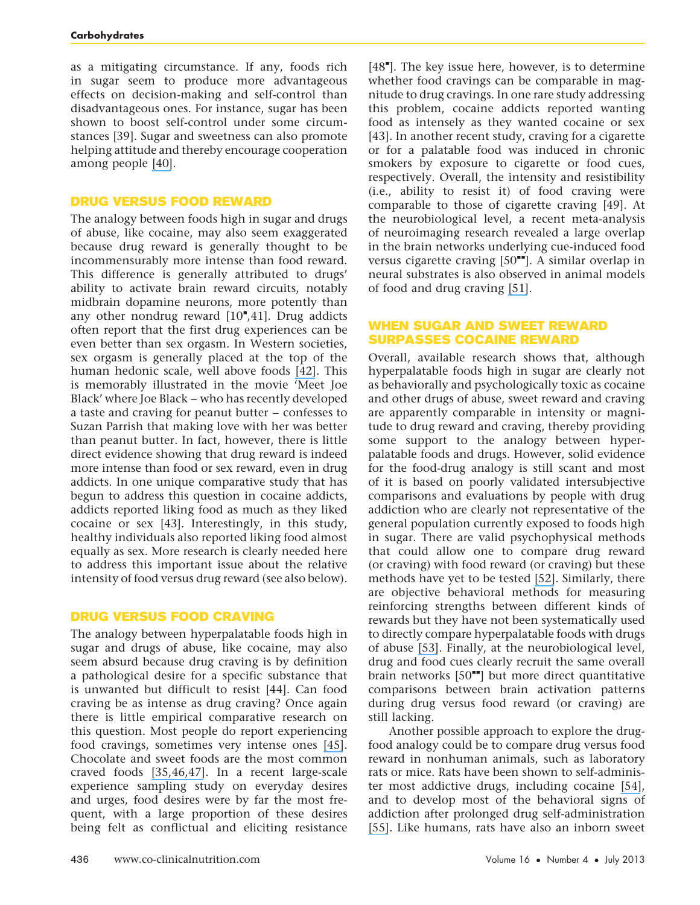as a mitigating circumstance. If any, foods rich in sugar seem to produce more advantageous effects on decision-making and self-control than disadvantageous ones. For instance, sugar has been shown to boost self-control under some circumstances [39]. Sugar and sweetness can also promote helping attitude and thereby encourage cooperation among people [40].

## DRUG VERSUS FOOD REWARD

The analogy between foods high in sugar and drugs of abuse, like cocaine, may also seem exaggerated because drug reward is generally thought to be incommensurably more intense than food reward. This difference is generally attributed to drugs' ability to activate brain reward circuits, notably midbrain dopamine neurons, more potently than any other nondrug reward [10▪,41]. Drug addicts often report that the first drug experiences can be even better than sex orgasm. In Western societies, sex orgasm is generally placed at the top of the human hedonic scale, well above foods [42]. This is memorably illustrated in the movie 'Meet Joe Black' where Joe Black – who has recently developed a taste and craving for peanut butter – confesses to Suzan Parrish that making love with her was better than peanut butter. In fact, however, there is little direct evidence showing that drug reward is indeed more intense than food or sex reward, even in drug addicts. In one unique comparative study that has begun to address this question in cocaine addicts, addicts reported liking food as much as they liked cocaine or sex [43]. Interestingly, in this study, healthy individuals also reported liking food almost equally as sex. More research is clearly needed here to address this important issue about the relative intensity of food versus drug reward (see also below).

## DRUG VERSUS FOOD CRAVING

The analogy between hyperpalatable foods high in sugar and drugs of abuse, like cocaine, may also seem absurd because drug craving is by definition a pathological desire for a specific substance that is unwanted but difficult to resist [44]. Can food craving be as intense as drug craving? Once again there is little empirical comparative research on this question. Most people do report experiencing food cravings, sometimes very intense ones [45]. Chocolate and sweet foods are the most common craved foods [35,46,47]. In a recent large-scale experience sampling study on everyday desires and urges, food desires were by far the most frequent, with a large proportion of these desires being felt as conflictual and eliciting resistance [48▪]. The key issue here, however, is to determine whether food cravings can be comparable in magnitude to drug cravings. In one rare study addressing this problem, cocaine addicts reported wanting food as intensely as they wanted cocaine or sex [43]. In another recent study, craving for a cigarette or for a palatable food was induced in chronic smokers by exposure to cigarette or food cues, respectively. Overall, the intensity and resistibility (i.e., ability to resist it) of food craving were comparable to those of cigarette craving [49]. At the neurobiological level, a recent meta-analysis of neuroimaging research revealed a large overlap in the brain networks underlying cue-induced food versus cigarette craving [50▪▪]. A similar overlap in neural substrates is also observed in animal models of food and drug craving [51].

## WHEN SUGAR AND SWEET REWARD SURPASSES COCAINE REWARD

Overall, available research shows that, although hyperpalatable foods high in sugar are clearly not as behaviorally and psychologically toxic as cocaine and other drugs of abuse, sweet reward and craving are apparently comparable in intensity or magnitude to drug reward and craving, thereby providing some support to the analogy between hyperpalatable foods and drugs. However, solid evidence for the food-drug analogy is still scant and most of it is based on poorly validated intersubjective comparisons and evaluations by people with drug addiction who are clearly not representative of the general population currently exposed to foods high in sugar. There are valid psychophysical methods that could allow one to compare drug reward (or craving) with food reward (or craving) but these methods have yet to be tested [52]. Similarly, there are objective behavioral methods for measuring reinforcing strengths between different kinds of rewards but they have not been systematically used to directly compare hyperpalatable foods with drugs of abuse [53]. Finally, at the neurobiological level, drug and food cues clearly recruit the same overall brain networks [50▪▪] but more direct quantitative comparisons between brain activation patterns during drug versus food reward (or craving) are still lacking.

Another possible approach to explore the drug-food analogy could be to compare drug versus food reward in nonhuman animals, such as laboratory rats or mice. Rats have been shown to self-administer most addictive drugs, including cocaine [54], and to develop most of the behavioral signs of addiction after prolonged drug self-administration [55]. Like humans, rats have also an inborn sweet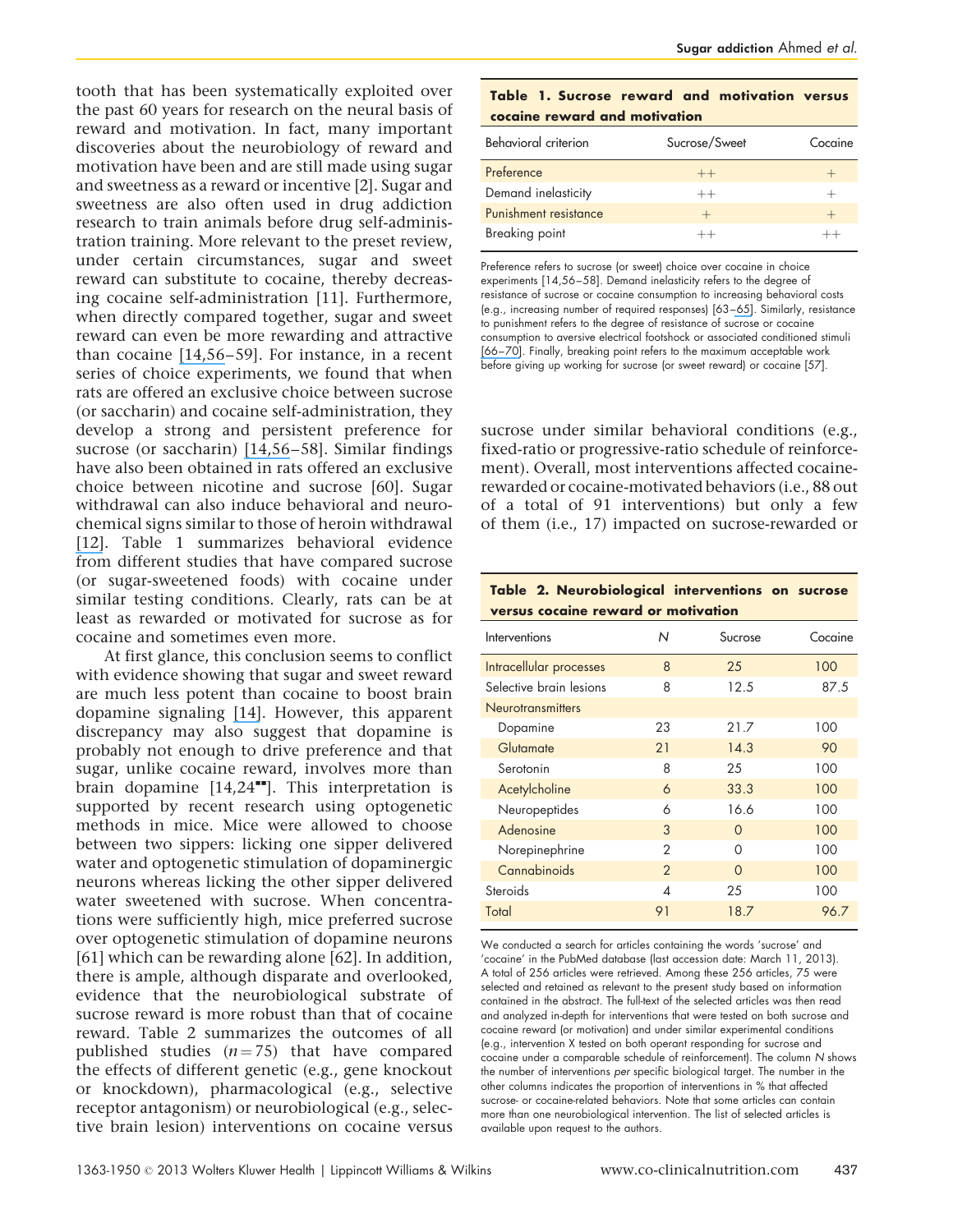tooth that has been systematically exploited over the past 60 years for research on the neural basis of reward and motivation. In fact, many important discoveries about the neurobiology of reward and motivation have been and are still made using sugar and sweetness as a reward or incentive [2]. Sugar and sweetness are also often used in drug addiction research to train animals before drug self-administration training. More relevant to the preset review, under certain circumstances, sugar and sweet reward can substitute to cocaine, thereby decreasing cocaine self-administration [11]. Furthermore, when directly compared together, sugar and sweet reward can even be more rewarding and attractive than cocaine [14,56–59]. For instance, in a recent series of choice experiments, we found that when rats are offered an exclusive choice between sucrose (or saccharin) and cocaine self-administration, they develop a strong and persistent preference for sucrose (or saccharin) [14,56–58]. Similar findings have also been obtained in rats offered an exclusive choice between nicotine and sucrose [60]. Sugar withdrawal can also induce behavioral and neurochemical signs similar to those of heroin withdrawal [12]. Table 1 summarizes behavioral evidence from different studies that have compared sucrose (or sugar-sweetened foods) with cocaine under similar testing conditions. Clearly, rats can be at least as rewarded or motivated for sucrose as for cocaine and sometimes even more.

At first glance, this conclusion seems to conflict with evidence showing that sugar and sweet reward are much less potent than cocaine to boost brain dopamine signaling [14]. However, this apparent discrepancy may also suggest that dopamine is probably not enough to drive preference and that sugar, unlike cocaine reward, involves more than brain dopamine [14,24■■]. This interpretation is supported by recent research using optogenetic methods in mice. Mice were allowed to choose between two sippers: licking one sipper delivered water and optogenetic stimulation of dopaminergic neurons whereas licking the other sipper delivered water sweetened with sucrose. When concentrations were sufficiently high, mice preferred sucrose over optogenetic stimulation of dopamine neurons [61] which can be rewarding alone [62]. In addition, there is ample, although disparate and overlooked, evidence that the neurobiological substrate of sucrose reward is more robust than that of cocaine reward. Table 2 summarizes the outcomes of all published studies ($n = 75$) that have compared the effects of different genetic (e.g., gene knockout or knockdown), pharmacological (e.g., selective receptor antagonism) or neurobiological (e.g., selective brain lesion) interventions on cocaine versus sucrose under similar behavioral conditions (e.g., fixed-ratio or progressive-ratio schedule of reinforcement). Overall, most interventions affected cocaine-rewarded or cocaine-motivated behaviors (i.e., 88 out of a total of 91 interventions) but only a few of them (i.e., 17) impacted on sucrose-rewarded or

**Table 1. Sucrose reward and motivation versus cocaine reward and motivation**

| Behavioral criterion | Sucrose/Sweet | Cocaine |
|---|---|---|
| Preference | ++ | + |
| Demand inelasticity | ++ | + |
| Punishment resistance | + | + |
| Breaking point | ++ | ++ |

Preference refers to sucrose (or sweet) choice over cocaine in choice experiments [14,56–58]. Demand inelasticity refers to the degree of resistance of sucrose or cocaine consumption to increasing behavioral costs (e.g., increasing number of required responses) [63–65]. Similarly, resistance to punishment refers to the degree of resistance of sucrose or cocaine consumption to aversive electrical footshock or associated conditioned stimuli [66–70]. Finally, breaking point refers to the maximum acceptable work before giving up working for sucrose (or sweet reward) or cocaine [57].

**Table 2. Neurobiological interventions on sucrose versus cocaine reward or motivation**

| Interventions | N | Sucrose | Cocaine |
|---|---|---|---|
| Intracellular processes | 8 | 25 | 100 |
| Selective brain lesions | 8 | 12.5 | 87.5 |
| Neurotransmitters | | | |
| Dopamine | 23 | 21.7 | 100 |
| Glutamate | 21 | 14.3 | 90 |
| Serotonin | 8 | 25 | 100 |
| Acetylcholine | 6 | 33.3 | 100 |
| Neuropeptides | 6 | 16.6 | 100 |
| Adenosine | 3 | 0 | 100 |
| Norepinephrine | 2 | 0 | 100 |
| Cannabinoids | 2 | 0 | 100 |
| Steroids | 4 | 25 | 100 |
| Total | 91 | 18.7 | 96.7 |

We conducted a search for articles containing the words 'sucrose' and 'cocaine' in the PubMed database (last accession date: March 11, 2013). A total of 256 articles were retrieved. Among these 256 articles, 75 were selected and retained as relevant to the present study based on information contained in the abstract. The full-text of the selected articles was then read and analyzed in-depth for interventions that were tested on both sucrose and cocaine reward (or motivation) and under similar experimental conditions (e.g., intervention X tested on both operant responding for sucrose and cocaine under a comparable schedule of reinforcement). The column *N* shows the number of interventions *per* specific biological target. The number in the other columns indicates the proportion of interventions in % that affected sucrose- or cocaine-related behaviors. Note that some articles can contain more than one neurobiological intervention. The list of selected articles is available upon request to the authors.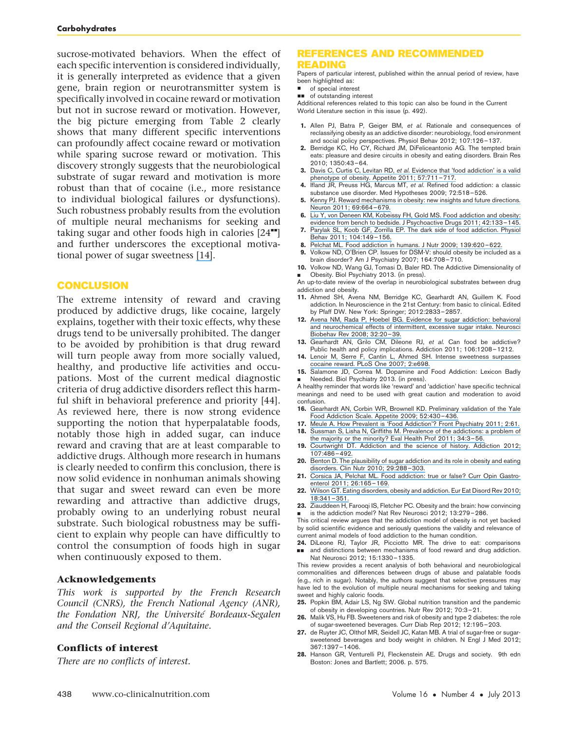sucrose-motivated behaviors. When the effect of each specific intervention is considered individually, it is generally interpreted as evidence that a given gene, brain region or neurotransmitter system is specifically involved in cocaine reward or motivation but not in sucrose reward or motivation. However, the big picture emerging from Table 2 clearly shows that many different specific interventions can profoundly affect cocaine reward or motivation while sparing sucrose reward or motivation. This discovery strongly suggests that the neurobiological substrate of sugar reward and motivation is more robust than that of cocaine (i.e., more resistance to individual biological failures or dysfunctions). Such robustness probably results from the evolution of multiple neural mechanisms for seeking and taking sugar and other foods high in calories [24■■] and further underscores the exceptional motivational power of sugar sweetness [14].

## CONCLUSION

The extreme intensity of reward and craving produced by addictive drugs, like cocaine, largely explains, together with their toxic effects, why these drugs tend to be universally prohibited. The danger to be avoided by prohibition is that drug reward will turn people away from more socially valued, healthy, and productive life activities and occupations. Most of the current medical diagnostic criteria of drug addictive disorders reflect this harmful shift in behavioral preference and priority [44]. As reviewed here, there is now strong evidence supporting the notion that hyperpalatable foods, notably those high in added sugar, can induce reward and craving that are at least comparable to addictive drugs. Although more research in humans is clearly needed to confirm this conclusion, there is now solid evidence in nonhuman animals showing that sugar and sweet reward can even be more rewarding and attractive than addictive drugs, probably owing to an underlying robust neural substrate. Such biological robustness may be sufficient to explain why people can have difficultly to control the consumption of foods high in sugar when continuously exposed to them.

### Acknowledgements

*This work is supported by the French Research Council (CNRS), the French National Agency (ANR), the Fondation NRJ, the Université Bordeaux-Segalen and the Conseil Regional d'Aquitaine.*

### Conflicts of interest

*There are no conflicts of interest.*

## REFERENCES AND RECOMMENDED READING

Papers of particular interest, published within the annual period of review, have been highlighted as:

- ■ of special interest
- ■■ of outstanding interest

Additional references related to this topic can also be found in the Current World Literature section in this issue (p. 492).

1. Allen PJ, Batra P, Geiger BM, *et al.* Rationale and consequences of reclassifying obesity as an addictive disorder: neurobiology, food environment and social policy perspectives. Physiol Behav 2012; 107:126–137.
2. Berridge KC, Ho CY, Richard JM, DiFeliceantonio AG. The tempted brain eats: pleasure and desire circuits in obesity and eating disorders. Brain Res 2010; 1350:43–64.
3. Davis C, Curtis C, Levitan RD, *et al.* Evidence that 'food addiction' is a valid phenotype of obesity. Appetite 2011; 57:711–717.
4. Ifland JR, Preuss HG, Marcus MT, *et al.* Refined food addiction: a classic substance use disorder. Med Hypotheses 2009; 72:518–526.
5. Kenny PJ. Reward mechanisms in obesity: new insights and future directions. Neuron 2011; 69:664–679.
6. Liu Y, von Deneen KM, Kobeissy FH, Gold MS. Food addiction and obesity: evidence from bench to bedside. J Psychoactive Drugs 2011; 42:133–145.
7. Parylak SL, Koob GF, Zorrilla EP. The dark side of food addiction. Physiol Behav 2011; 104:149–156.
8. Pelchat ML. Food addiction in humans. J Nutr 2009; 139:620–622.
9. Volkow ND, O'Brien CP. Issues for DSM-V: should obesity be included as a brain disorder? Am J Psychiatry 2007; 164:708–710.
10. ■ Volkow ND, Wang GJ, Tomasi D, Baler RD. The Addictive Dimensionality of Obesity. Biol Psychiatry 2013. (in press).

    An up-to-date review of the overlap in neurobiological substrates between drug addiction and obesity.
11. Ahmed SH, Avena NM, Berridge KC, Gearhardt AN, Guillem K. Food addiction. In Neuroscience in the 21st Century: from basic to clinical. Edited by Pfaff DW. New York: Springer; 2012:2833–2857.
12. Avena NM, Rada P, Hoebel BG. Evidence for sugar addiction: behavioral and neurochemical effects of intermittent, excessive sugar intake. Neurosci Biobehav Rev 2008; 32:20–39.
13. Gearhardt AN, Grilo CM, Dileone RJ, *et al.* Can food be addictive? Public health and policy implications. Addiction 2011; 106:1208–1212.
14. Lenoir M, Serre F, Cantin L, Ahmed SH. Intense sweetness surpasses cocaine reward. PLoS One 2007; 2:e698.
15. ■ Salamone JD, Correa M. Dopamine and Food Addiction: Lexicon Badly Needed. Biol Psychiatry 2013. (in press).

    A healthy reminder that words like 'reward' and 'addiction' have specific technical meanings and need to be used with great caution and moderation to avoid confusion.
16. Gearhardt AN, Corbin WR, Brownell KD. Preliminary validation of the Yale Food Addiction Scale. Appetite 2009; 52:430–436.
17. Meule A. How Prevalent is 'Food Addiction'? Front Psychiatry 2011; 2:61.
18. Sussman S, Lisha N, Griffiths M. Prevalence of the addictions: a problem of the majority or the minority? Eval Health Prof 2011; 34:3–56.
19. Courtwright DT. Addiction and the science of history. Addiction 2012; 107:486–492.
20. Benton D. The plausibility of sugar addiction and its role in obesity and eating disorders. Clin Nutr 2010; 29:288–303.
21. Corsica JA, Pelchat ML. Food addiction: true or false? Curr Opin Gastroenterol 2011; 26:165–169.
22. Wilson GT. Eating disorders, obesity and addiction. Eur Eat Disord Rev 2010; 18:341–351.
23. ■ Ziauddeen H, Farooqi IS, Fletcher PC. Obesity and the brain: how convincing is the addiction model? Nat Rev Neurosci 2012; 13:279–286.

    This critical review argues that the addiction model of obesity is not yet backed by solid scientific evidence and seriously questions the validity and relevance of current animal models of food addiction to the human condition.
24. ■■ DiLeone RJ, Taylor JR, Picciotto MR. The drive to eat: comparisons and distinctions between mechanisms of food reward and drug addiction. Nat Neurosci 2012; 15:1330–1335.

    This review provides a recent analysis of both behavioral and neurobiological commonalities and differences between drugs of abuse and palatable foods (e.g., rich in sugar). Notably, the authors suggest that selective pressures may have led to the evolution of multiple neural mechanisms for seeking and taking sweet and highly caloric foods.
25. Popkin BM, Adair LS, Ng SW. Global nutrition transition and the pandemic of obesity in developing countries. Nutr Rev 2012; 70:3–21.
26. Malik VS, Hu FB. Sweeteners and risk of obesity and type 2 diabetes: the role of sugar-sweetened beverages. Curr Diab Rep 2012; 12:195–203.
27. de Ruyter JC, Olthof MR, Seidell JC, Katan MB. A trial of sugar-free or sugar-sweetened beverages and body weight in children. N Engl J Med 2012; 367:1397–1406.
28. Hanson GR, Venturelli PJ, Fleckenstein AE. Drugs and society. 9th edn Boston: Jones and Bartlett; 2006. p. 575.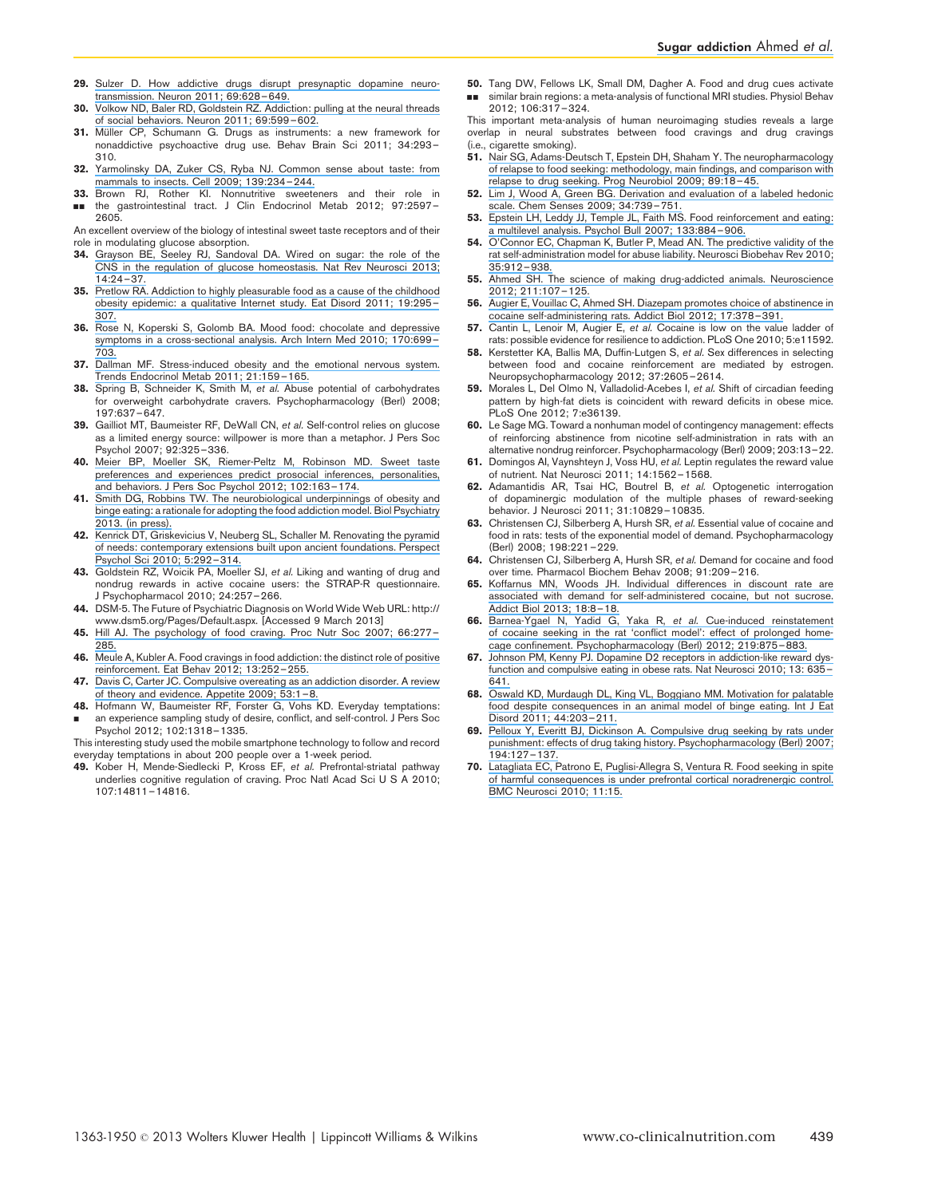29. Sulzer D. How addictive drugs disrupt presynaptic dopamine neurotransmission. Neuron 2011; 69:628–649.
30. Volkow ND, Baler RD, Goldstein RZ. Addiction: pulling at the neural threads of social behaviors. Neuron 2011; 69:599–602.
31. Müller CP, Schumann G. Drugs as instruments: a new framework for nonaddictive psychoactive drug use. Behav Brain Sci 2011; 34:293–310.
32. Yarmolinsky DA, Zuker CS, Ryba NJ. Common sense about taste: from mammals to insects. Cell 2009; 139:234–244.
33. ▪▪ Brown RJ, Rother KI. Nonnutritive sweeteners and their role in the gastrointestinal tract. J Clin Endocrinol Metab 2012; 97:2597–2605.

An excellent overview of the biology of intestinal sweet taste receptors and of their role in modulating glucose absorption.

34. Grayson BE, Seeley RJ, Sandoval DA. Wired on sugar: the role of the CNS in the regulation of glucose homeostasis. Nat Rev Neurosci 2013; 14:24–37.
35. Pretlow RA. Addiction to highly pleasurable food as a cause of the childhood obesity epidemic: a qualitative Internet study. Eat Disord 2011; 19:295–307.
36. Rose N, Koperski S, Golomb BA. Mood food: chocolate and depressive symptoms in a cross-sectional analysis. Arch Intern Med 2010; 170:699–703.
37. Dallman MF. Stress-induced obesity and the emotional nervous system. Trends Endocrinol Metab 2011; 21:159–165.
38. Spring B, Schneider K, Smith M, *et al.* Abuse potential of carbohydrates for overweight carbohydrate cravers. Psychopharmacology (Berl) 2008; 197:637–647.
39. Gailliot MT, Baumeister RF, DeWall CN, *et al.* Self-control relies on glucose as a limited energy source: willpower is more than a metaphor. J Pers Soc Psychol 2007; 92:325–336.
40. Meier BP, Moeller SK, Riemer-Peltz M, Robinson MD. Sweet taste preferences and experiences predict prosocial inferences, personalities, and behaviors. J Pers Soc Psychol 2012; 102:163–174.
41. Smith DG, Robbins TW. The neurobiological underpinnings of obesity and binge eating: a rationale for adopting the food addiction model. Biol Psychiatry 2013. (in press).
42. Kenrick DT, Griskevicius V, Neuberg SL, Schaller M. Renovating the pyramid of needs: contemporary extensions built upon ancient foundations. Perspect Psychol Sci 2010; 5:292–314.
43. Goldstein RZ, Woicik PA, Moeller SJ, *et al.* Liking and wanting of drug and nondrug rewards in active cocaine users: the STRAP-R questionnaire. J Psychopharmacol 2010; 24:257–266.
44. DSM-5. The Future of Psychiatric Diagnosis on World Wide Web URL: http://www.dsm5.org/Pages/Default.aspx. [Accessed 9 March 2013]
45. Hill AJ. The psychology of food craving. Proc Nutr Soc 2007; 66:277–285.
46. Meule A, Kubler A. Food cravings in food addiction: the distinct role of positive reinforcement. Eat Behav 2012; 13:252–255.
47. Davis C, Carter JC. Compulsive overeating as an addiction disorder. A review of theory and evidence. Appetite 2009; 53:1–8.
48. ▪ Hofmann W, Baumeister RF, Forster G, Vohs KD. Everyday temptations: an experience sampling study of desire, conflict, and self-control. J Pers Soc Psychol 2012; 102:1318–1335.

This interesting study used the mobile smartphone technology to follow and record everyday temptations in about 200 people over a 1-week period.

49. Kober H, Mende-Siedlecki P, Kross EF, *et al.* Prefrontal-striatal pathway underlies cognitive regulation of craving. Proc Natl Acad Sci U S A 2010; 107:14811–14816.
50. ▪▪ Tang DW, Fellows LK, Small DM, Dagher A. Food and drug cues activate similar brain regions: a meta-analysis of functional MRI studies. Physiol Behav 2012; 106:317–324.

This important meta-analysis of human neuroimaging studies reveals a large overlap in neural substrates between food cravings and drug cravings (i.e., cigarette smoking).

51. Nair SG, Adams-Deutsch T, Epstein DH, Shaham Y. The neuropharmacology of relapse to food seeking: methodology, main findings, and comparison with relapse to drug seeking. Prog Neurobiol 2009; 89:18–45.
52. Lim J, Wood A, Green BG. Derivation and evaluation of a labeled hedonic scale. Chem Senses 2009; 34:739–751.
53. Epstein LH, Leddy JJ, Temple JL, Faith MS. Food reinforcement and eating: a multilevel analysis. Psychol Bull 2007; 133:884–906.
54. O'Connor EC, Chapman K, Butler P, Mead AN. The predictive validity of the rat self-administration model for abuse liability. Neurosci Biobehav Rev 2010; 35:912–938.
55. Ahmed SH. The science of making drug-addicted animals. Neuroscience 2012; 211:107–125.
56. Augier E, Vouillac C, Ahmed SH. Diazepam promotes choice of abstinence in cocaine self-administering rats. Addict Biol 2012; 17:378–391.
57. Cantin L, Lenoir M, Augier E, *et al.* Cocaine is low on the value ladder of rats: possible evidence for resilience to addiction. PLoS One 2010; 5:e11592.
58. Kerstetter KA, Ballis MA, Duffin-Lutgen S, *et al.* Sex differences in selecting between food and cocaine reinforcement are mediated by estrogen. Neuropsychopharmacology 2012; 37:2605–2614.
59. Morales L, Del Olmo N, Valladolid-Acebes I, *et al.* Shift of circadian feeding pattern by high-fat diets is coincident with reward deficits in obese mice. PLoS One 2012; 7:e36139.
60. Le Sage MG. Toward a nonhuman model of contingency management: effects of reinforcing abstinence from nicotine self-administration in rats with an alternative nondrug reinforcer. Psychopharmacology (Berl) 2009; 203:13–22.
61. Domingos AI, Vaynshteyn J, Voss HU, *et al.* Leptin regulates the reward value of nutrient. Nat Neurosci 2011; 14:1562–1568.
62. Adamantidis AR, Tsai HC, Boutrel B, *et al.* Optogenetic interrogation of dopaminergic modulation of the multiple phases of reward-seeking behavior. J Neurosci 2011; 31:10829–10835.
63. Christensen CJ, Silberberg A, Hursh SR, *et al.* Essential value of cocaine and food in rats: tests of the exponential model of demand. Psychopharmacology (Berl) 2008; 198:221–229.
64. Christensen CJ, Silberberg A, Hursh SR, *et al.* Demand for cocaine and food over time. Pharmacol Biochem Behav 2008; 91:209–216.
65. Koffarnus MN, Woods JH. Individual differences in discount rate are associated with demand for self-administered cocaine, but not sucrose. Addict Biol 2013; 18:8–18.
66. Barnea-Ygael N, Yadid G, Yaka R, *et al.* Cue-induced reinstatement of cocaine seeking in the rat 'conflict model': effect of prolonged home-cage confinement. Psychopharmacology (Berl) 2012; 219:875–883.
67. Johnson PM, Kenny PJ. Dopamine D2 receptors in addiction-like reward dysfunction and compulsive eating in obese rats. Nat Neurosci 2010; 13: 635–641.
68. Oswald KD, Murdaugh DL, King VL, Boggiano MM. Motivation for palatable food despite consequences in an animal model of binge eating. Int J Eat Disord 2011; 44:203–211.
69. Pelloux Y, Everitt BJ, Dickinson A. Compulsive drug seeking by rats under punishment: effects of drug taking history. Psychopharmacology (Berl) 2007; 194:127–137.
70. Latagliata EC, Patrono E, Puglisi-Allegra S, Ventura R. Food seeking in spite of harmful consequences is under prefrontal cortical noradrenergic control. BMC Neurosci 2010; 11:15.